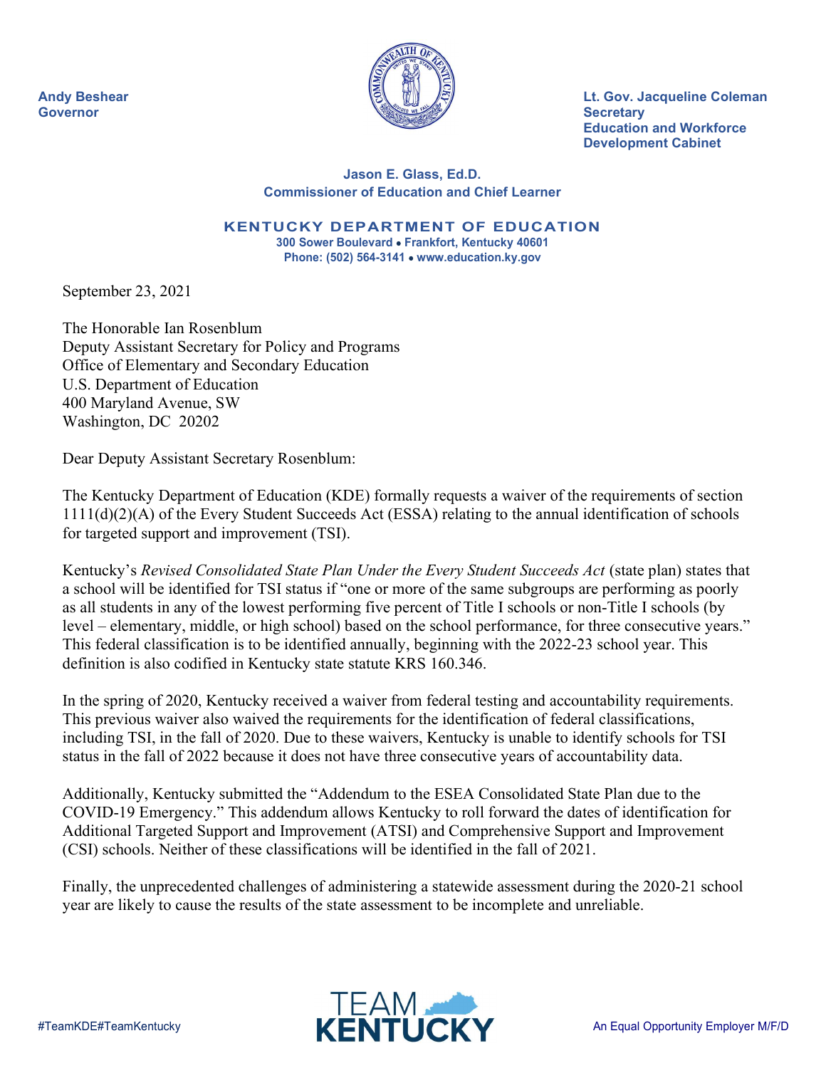**Andy Beshear**
**Governor**

**Lt. Gov. Jacqueline Coleman**
**Secretary**
**Education and Workforce Development Cabinet**

**Jason E. Glass, Ed.D.**
**Commissioner of Education and Chief Learner**

**KENTUCKY DEPARTMENT OF EDUCATION**
**300 Sower Boulevard • Frankfort, Kentucky 40601**
**Phone: (502) 564-3141 • www.education.ky.gov**

September 23, 2021

The Honorable Ian Rosenblum
Deputy Assistant Secretary for Policy and Programs
Office of Elementary and Secondary Education
U.S. Department of Education
400 Maryland Avenue, SW
Washington, DC 20202

Dear Deputy Assistant Secretary Rosenblum:

The Kentucky Department of Education (KDE) formally requests a waiver of the requirements of section 1111(d)(2)(A) of the Every Student Succeeds Act (ESSA) relating to the annual identification of schools for targeted support and improvement (TSI).

Kentucky's *Revised Consolidated State Plan Under the Every Student Succeeds Act* (state plan) states that a school will be identified for TSI status if "one or more of the same subgroups are performing as poorly as all students in any of the lowest performing five percent of Title I schools or non-Title I schools (by level – elementary, middle, or high school) based on the school performance, for three consecutive years." This federal classification is to be identified annually, beginning with the 2022-23 school year. This definition is also codified in Kentucky state statute KRS 160.346.

In the spring of 2020, Kentucky received a waiver from federal testing and accountability requirements. This previous waiver also waived the requirements for the identification of federal classifications, including TSI, in the fall of 2020. Due to these waivers, Kentucky is unable to identify schools for TSI status in the fall of 2022 because it does not have three consecutive years of accountability data.

Additionally, Kentucky submitted the "Addendum to the ESEA Consolidated State Plan due to the COVID-19 Emergency." This addendum allows Kentucky to roll forward the dates of identification for Additional Targeted Support and Improvement (ATSI) and Comprehensive Support and Improvement (CSI) schools. Neither of these classifications will be identified in the fall of 2021.

Finally, the unprecedented challenges of administering a statewide assessment during the 2020-21 school year are likely to cause the results of the state assessment to be incomplete and unreliable.

#TeamKDE#TeamKentucky

TEAM KENTUCKY

An Equal Opportunity Employer M/F/D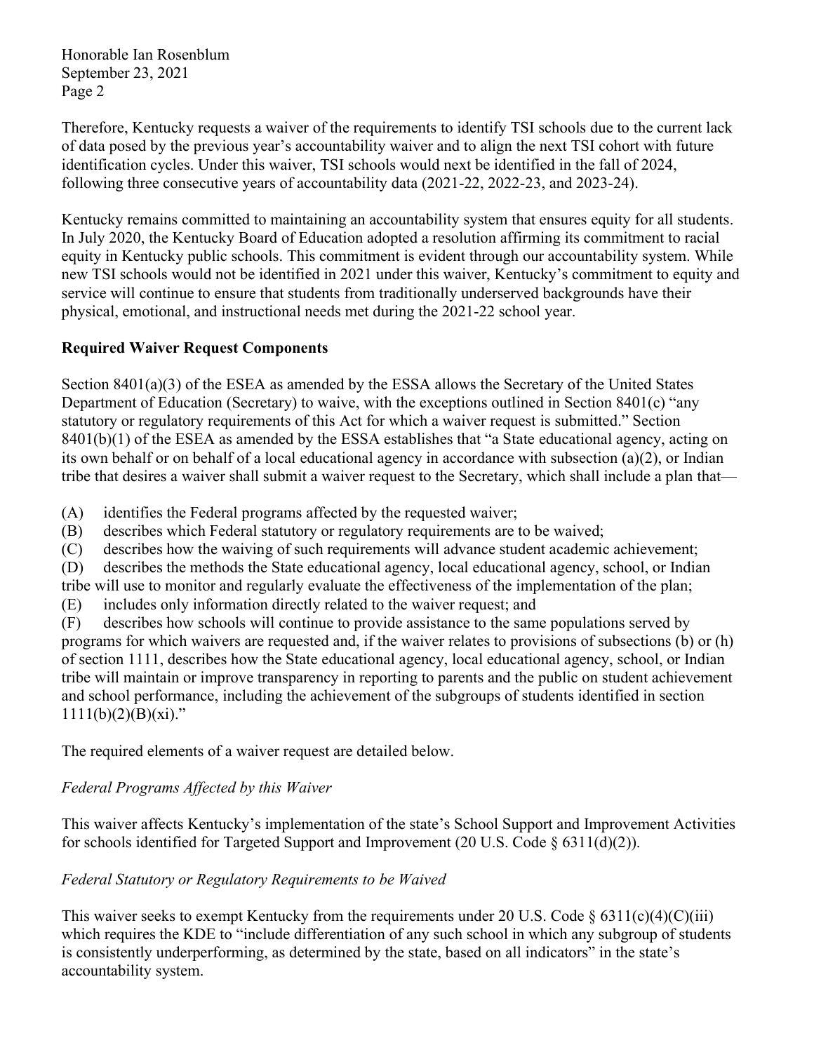Therefore, Kentucky requests a waiver of the requirements to identify TSI schools due to the current lack of data posed by the previous year's accountability waiver and to align the next TSI cohort with future identification cycles. Under this waiver, TSI schools would next be identified in the fall of 2024, following three consecutive years of accountability data (2021-22, 2022-23, and 2023-24).

Kentucky remains committed to maintaining an accountability system that ensures equity for all students. In July 2020, the Kentucky Board of Education adopted a resolution affirming its commitment to racial equity in Kentucky public schools. This commitment is evident through our accountability system. While new TSI schools would not be identified in 2021 under this waiver, Kentucky's commitment to equity and service will continue to ensure that students from traditionally underserved backgrounds have their physical, emotional, and instructional needs met during the 2021-22 school year.

**Required Waiver Request Components**

Section 8401(a)(3) of the ESEA as amended by the ESSA allows the Secretary of the United States Department of Education (Secretary) to waive, with the exceptions outlined in Section 8401(c) "any statutory or regulatory requirements of this Act for which a waiver request is submitted." Section 8401(b)(1) of the ESEA as amended by the ESSA establishes that "a State educational agency, acting on its own behalf or on behalf of a local educational agency in accordance with subsection (a)(2), or Indian tribe that desires a waiver shall submit a waiver request to the Secretary, which shall include a plan that—

(A) identifies the Federal programs affected by the requested waiver;
(B) describes which Federal statutory or regulatory requirements are to be waived;
(C) describes how the waiving of such requirements will advance student academic achievement;
(D) describes the methods the State educational agency, local educational agency, school, or Indian tribe will use to monitor and regularly evaluate the effectiveness of the implementation of the plan;
(E) includes only information directly related to the waiver request; and
(F) describes how schools will continue to provide assistance to the same populations served by programs for which waivers are requested and, if the waiver relates to provisions of subsections (b) or (h) of section 1111, describes how the State educational agency, local educational agency, school, or Indian tribe will maintain or improve transparency in reporting to parents and the public on student achievement and school performance, including the achievement of the subgroups of students identified in section 1111(b)(2)(B)(xi)."

The required elements of a waiver request are detailed below.

*Federal Programs Affected by this Waiver*

This waiver affects Kentucky's implementation of the state's School Support and Improvement Activities for schools identified for Targeted Support and Improvement (20 U.S. Code § 6311(d)(2)).

*Federal Statutory or Regulatory Requirements to be Waived*

This waiver seeks to exempt Kentucky from the requirements under 20 U.S. Code § 6311(c)(4)(C)(iii) which requires the KDE to "include differentiation of any such school in which any subgroup of students is consistently underperforming, as determined by the state, based on all indicators" in the state's accountability system.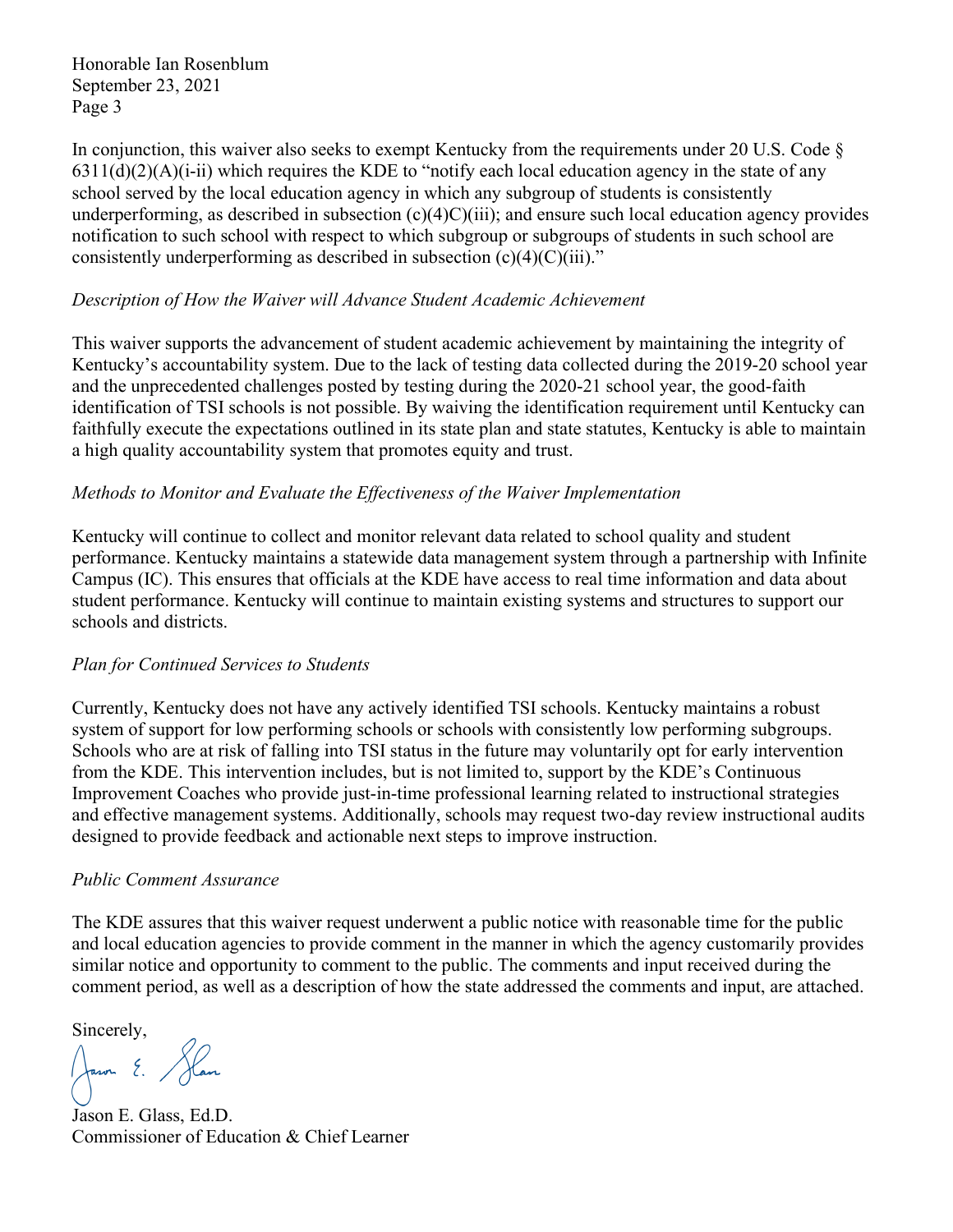Honorable Ian Rosenblum
September 23, 2021
Page 3

In conjunction, this waiver also seeks to exempt Kentucky from the requirements under 20 U.S. Code § 6311(d)(2)(A)(i-ii) which requires the KDE to "notify each local education agency in the state of any school served by the local education agency in which any subgroup of students is consistently underperforming, as described in subsection (c)(4)C)(iii); and ensure such local education agency provides notification to such school with respect to which subgroup or subgroups of students in such school are consistently underperforming as described in subsection (c)(4)(C)(iii)."

*Description of How the Waiver will Advance Student Academic Achievement*

This waiver supports the advancement of student academic achievement by maintaining the integrity of Kentucky's accountability system. Due to the lack of testing data collected during the 2019-20 school year and the unprecedented challenges posted by testing during the 2020-21 school year, the good-faith identification of TSI schools is not possible. By waiving the identification requirement until Kentucky can faithfully execute the expectations outlined in its state plan and state statutes, Kentucky is able to maintain a high quality accountability system that promotes equity and trust.

*Methods to Monitor and Evaluate the Effectiveness of the Waiver Implementation*

Kentucky will continue to collect and monitor relevant data related to school quality and student performance. Kentucky maintains a statewide data management system through a partnership with Infinite Campus (IC). This ensures that officials at the KDE have access to real time information and data about student performance. Kentucky will continue to maintain existing systems and structures to support our schools and districts.

*Plan for Continued Services to Students*

Currently, Kentucky does not have any actively identified TSI schools. Kentucky maintains a robust system of support for low performing schools or schools with consistently low performing subgroups. Schools who are at risk of falling into TSI status in the future may voluntarily opt for early intervention from the KDE. This intervention includes, but is not limited to, support by the KDE's Continuous Improvement Coaches who provide just-in-time professional learning related to instructional strategies and effective management systems. Additionally, schools may request two-day review instructional audits designed to provide feedback and actionable next steps to improve instruction.

*Public Comment Assurance*

The KDE assures that this waiver request underwent a public notice with reasonable time for the public and local education agencies to provide comment in the manner in which the agency customarily provides similar notice and opportunity to comment to the public. The comments and input received during the comment period, as well as a description of how the state addressed the comments and input, are attached.

Sincerely,

Jason E. Glass, Ed.D.
Commissioner of Education & Chief Learner